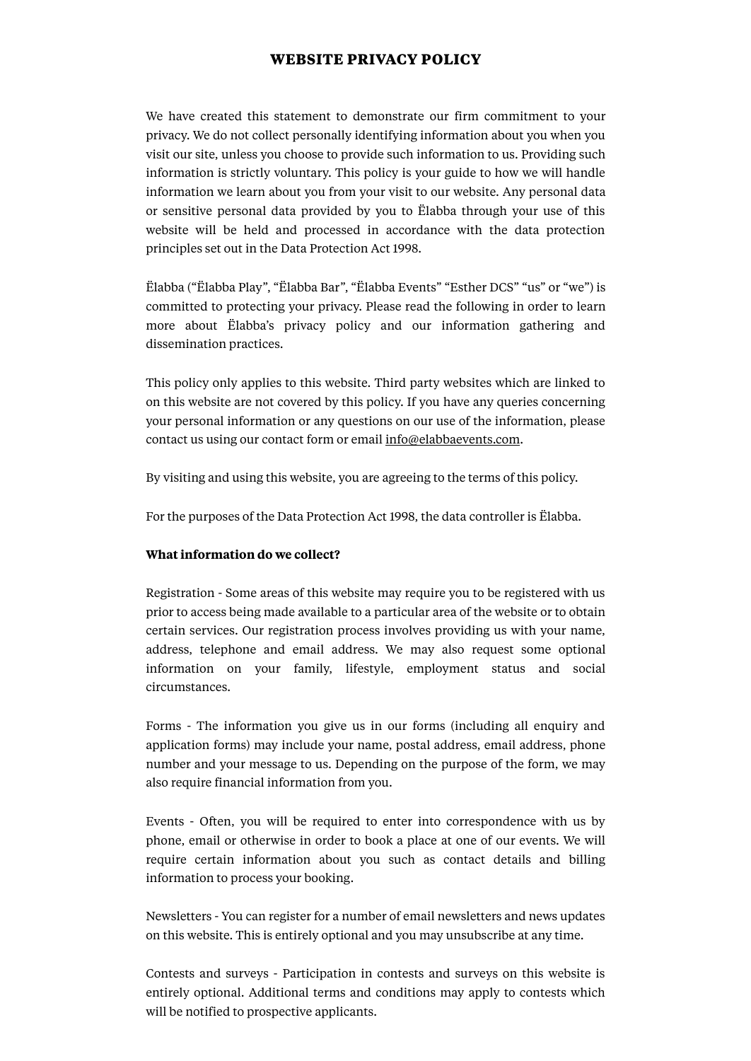# WEBSITE PRIVACY POLICY

We have created this statement to demonstrate our firm commitment to your privacy. We do not collect personally identifying information about you when you visit our site, unless you choose to provide such information to us. Providing such information is strictly voluntary. This policy is your guide to how we will handle information we learn about you from your visit to our website. Any personal data or sensitive personal data provided by you to Ëlabba through your use of this website will be held and processed in accordance with the data protection principles set out in the Data Protection Act 1998.

Ëlabba ("Ëlabba Play", "Ëlabba Bar", "Ëlabba Events" "Esther DCS" "us" or "we") is committed to protecting your privacy. Please read the following in order to learn more about Ëlabba's privacy policy and our information gathering and dissemination practices.

This policy only applies to this website. Third party websites which are linked to on this website are not covered by this policy. If you have any queries concerning your personal information or any questions on our use of the information, please contact us using our contact form or email info@elabbaevents.com.

By visiting and using this website, you are agreeing to the terms of this policy.

For the purposes of the Data Protection Act 1998, the data controller is Ëlabba.

**What information do we collect?**

Registration - Some areas of this website may require you to be registered with us prior to access being made available to a particular area of the website or to obtain certain services. Our registration process involves providing us with your name, address, telephone and email address. We may also request some optional information on your family, lifestyle, employment status and social circumstances.

Forms - The information you give us in our forms (including all enquiry and application forms) may include your name, postal address, email address, phone number and your message to us. Depending on the purpose of the form, we may also require financial information from you.

Events - Often, you will be required to enter into correspondence with us by phone, email or otherwise in order to book a place at one of our events. We will require certain information about you such as contact details and billing information to process your booking.

Newsletters - You can register for a number of email newsletters and news updates on this website. This is entirely optional and you may unsubscribe at any time.

Contests and surveys - Participation in contests and surveys on this website is entirely optional. Additional terms and conditions may apply to contests which will be notified to prospective applicants.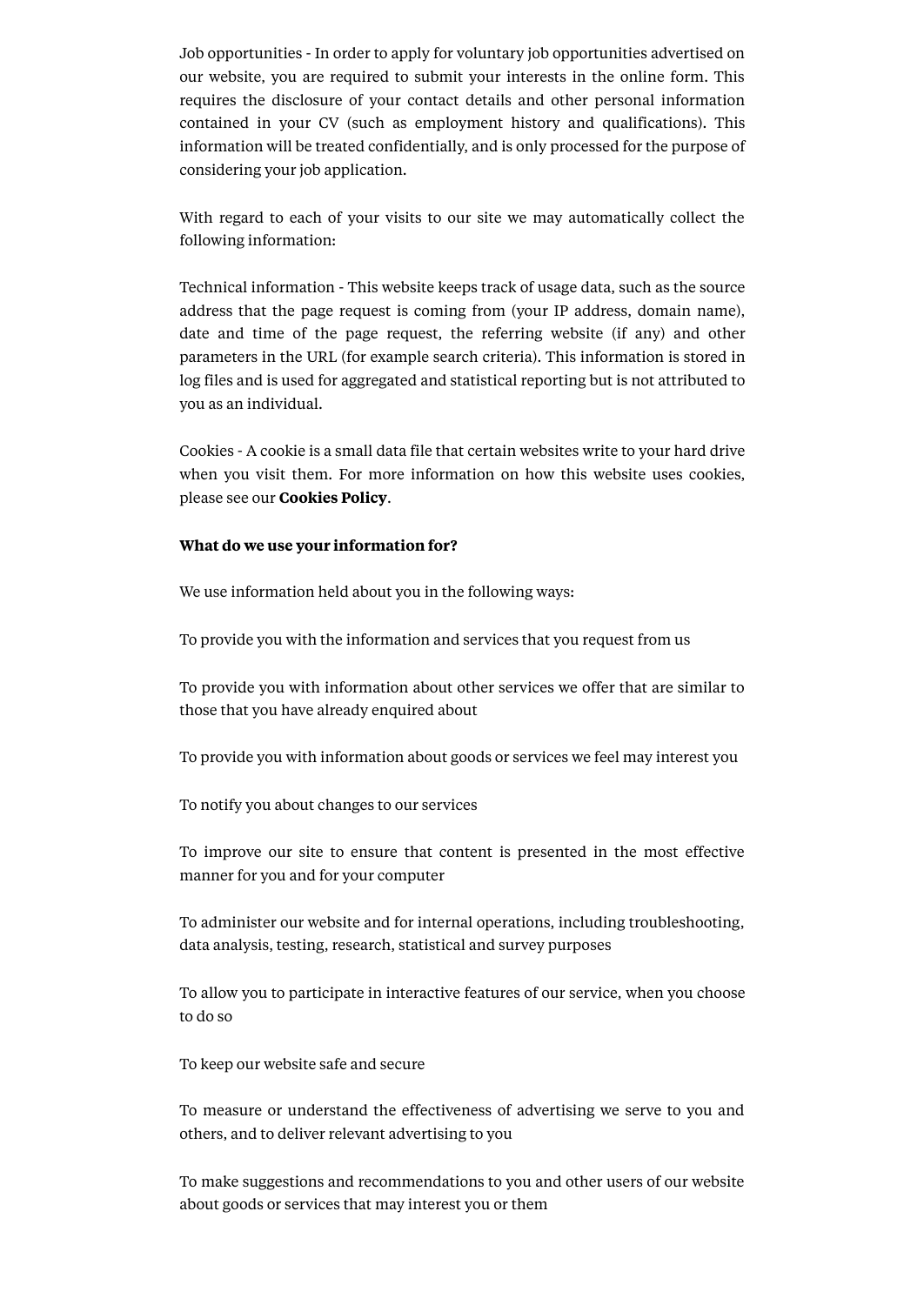Job opportunities - In order to apply for voluntary job opportunities advertised on our website, you are required to submit your interests in the online form. This requires the disclosure of your contact details and other personal information contained in your CV (such as employment history and qualifications). This information will be treated confidentially, and is only processed for the purpose of considering your job application.

With regard to each of your visits to our site we may automatically collect the following information:

Technical information - This website keeps track of usage data, such as the source address that the page request is coming from (your IP address, domain name), date and time of the page request, the referring website (if any) and other parameters in the URL (for example search criteria). This information is stored in log files and is used for aggregated and statistical reporting but is not attributed to you as an individual.

Cookies - A cookie is a small data file that certain websites write to your hard drive when you visit them. For more information on how this website uses cookies, please see our **Cookies Policy**.

**What do we use your information for?**

We use information held about you in the following ways:

To provide you with the information and services that you request from us

To provide you with information about other services we offer that are similar to those that you have already enquired about

To provide you with information about goods or services we feel may interest you

To notify you about changes to our services

To improve our site to ensure that content is presented in the most effective manner for you and for your computer

To administer our website and for internal operations, including troubleshooting, data analysis, testing, research, statistical and survey purposes

To allow you to participate in interactive features of our service, when you choose to do so

To keep our website safe and secure

To measure or understand the effectiveness of advertising we serve to you and others, and to deliver relevant advertising to you

To make suggestions and recommendations to you and other users of our website about goods or services that may interest you or them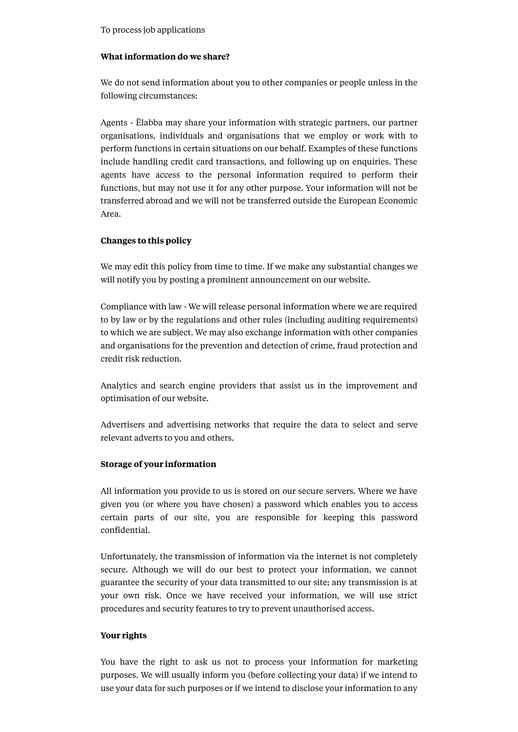To process job applications

**What information do we share?**

We do not send information about you to other companies or people unless in the following circumstances:

Agents - Ëlabba may share your information with strategic partners, our partner organisations, individuals and organisations that we employ or work with to perform functions in certain situations on our behalf. Examples of these functions include handling credit card transactions, and following up on enquiries. These agents have access to the personal information required to perform their functions, but may not use it for any other purpose. Your information will not be transferred abroad and we will not be transferred outside the European Economic Area.

**Changes to this policy**

We may edit this policy from time to time. If we make any substantial changes we will notify you by posting a prominent announcement on our website.

Compliance with law - We will release personal information where we are required to by law or by the regulations and other rules (including auditing requirements) to which we are subject. We may also exchange information with other companies and organisations for the prevention and detection of crime, fraud protection and credit risk reduction.

Analytics and search engine providers that assist us in the improvement and optimisation of our website.

Advertisers and advertising networks that require the data to select and serve relevant adverts to you and others.

**Storage of your information**

All information you provide to us is stored on our secure servers. Where we have given you (or where you have chosen) a password which enables you to access certain parts of our site, you are responsible for keeping this password confidential.

Unfortunately, the transmission of information via the internet is not completely secure. Although we will do our best to protect your information, we cannot guarantee the security of your data transmitted to our site; any transmission is at your own risk. Once we have received your information, we will use strict procedures and security features to try to prevent unauthorised access.

**Your rights**

You have the right to ask us not to process your information for marketing purposes. We will usually inform you (before collecting your data) if we intend to use your data for such purposes or if we intend to disclose your information to any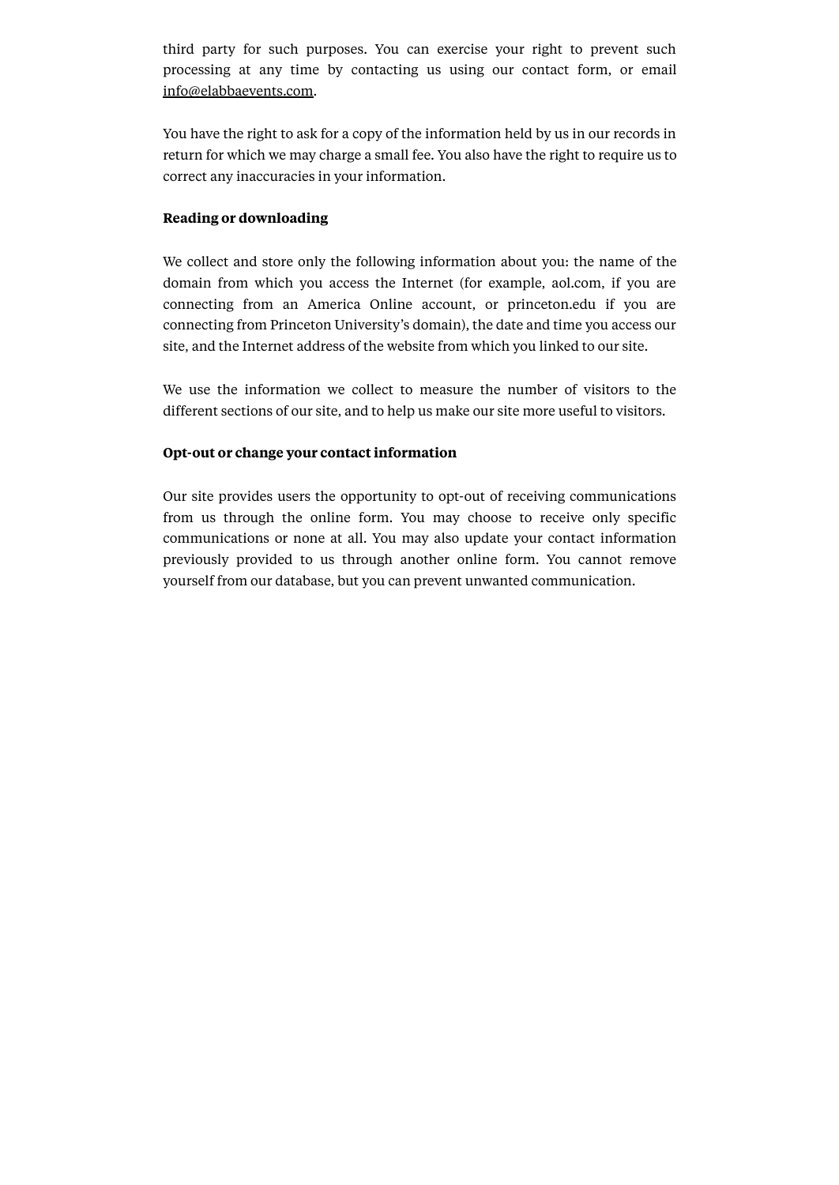third party for such purposes. You can exercise your right to prevent such processing at any time by contacting us using our contact form, or email info@elabbaevents.com.

You have the right to ask for a copy of the information held by us in our records in return for which we may charge a small fee. You also have the right to require us to correct any inaccuracies in your information.

**Reading or downloading**

We collect and store only the following information about you: the name of the domain from which you access the Internet (for example, aol.com, if you are connecting from an America Online account, or princeton.edu if you are connecting from Princeton University's domain), the date and time you access our site, and the Internet address of the website from which you linked to our site.

We use the information we collect to measure the number of visitors to the different sections of our site, and to help us make our site more useful to visitors.

**Opt-out or change your contact information**

Our site provides users the opportunity to opt-out of receiving communications from us through the online form. You may choose to receive only specific communications or none at all. You may also update your contact information previously provided to us through another online form. You cannot remove yourself from our database, but you can prevent unwanted communication.